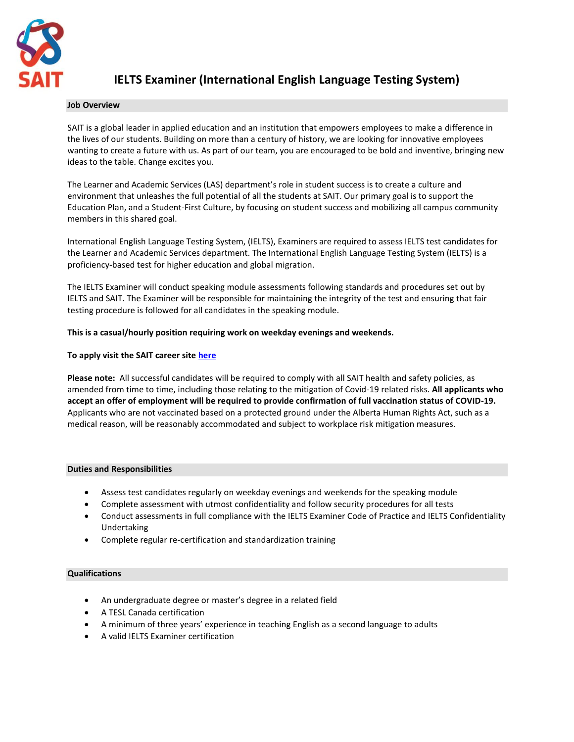SAIT

# IELTS Examiner (International English Language Testing System)

## Job Overview

SAIT is a global leader in applied education and an institution that empowers employees to make a difference in the lives of our students. Building on more than a century of history, we are looking for innovative employees wanting to create a future with us. As part of our team, you are encouraged to be bold and inventive, bringing new ideas to the table. Change excites you.

The Learner and Academic Services (LAS) department's role in student success is to create a culture and environment that unleashes the full potential of all the students at SAIT. Our primary goal is to support the Education Plan, and a Student-First Culture, by focusing on student success and mobilizing all campus community members in this shared goal.

International English Language Testing System, (IELTS), Examiners are required to assess IELTS test candidates for the Learner and Academic Services department. The International English Language Testing System (IELTS) is a proficiency-based test for higher education and global migration.

The IELTS Examiner will conduct speaking module assessments following standards and procedures set out by IELTS and SAIT. The Examiner will be responsible for maintaining the integrity of the test and ensuring that fair testing procedure is followed for all candidates in the speaking module.

**This is a casual/hourly position requiring work on weekday evenings and weekends.**

**To apply visit the SAIT career site here**

**Please note:** All successful candidates will be required to comply with all SAIT health and safety policies, as amended from time to time, including those relating to the mitigation of Covid-19 related risks. **All applicants who accept an offer of employment will be required to provide confirmation of full vaccination status of COVID-19.** Applicants who are not vaccinated based on a protected ground under the Alberta Human Rights Act, such as a medical reason, will be reasonably accommodated and subject to workplace risk mitigation measures.

## Duties and Responsibilities

- Assess test candidates regularly on weekday evenings and weekends for the speaking module
- Complete assessment with utmost confidentiality and follow security procedures for all tests
- Conduct assessments in full compliance with the IELTS Examiner Code of Practice and IELTS Confidentiality Undertaking
- Complete regular re-certification and standardization training

## Qualifications

- An undergraduate degree or master's degree in a related field
- A TESL Canada certification
- A minimum of three years' experience in teaching English as a second language to adults
- A valid IELTS Examiner certification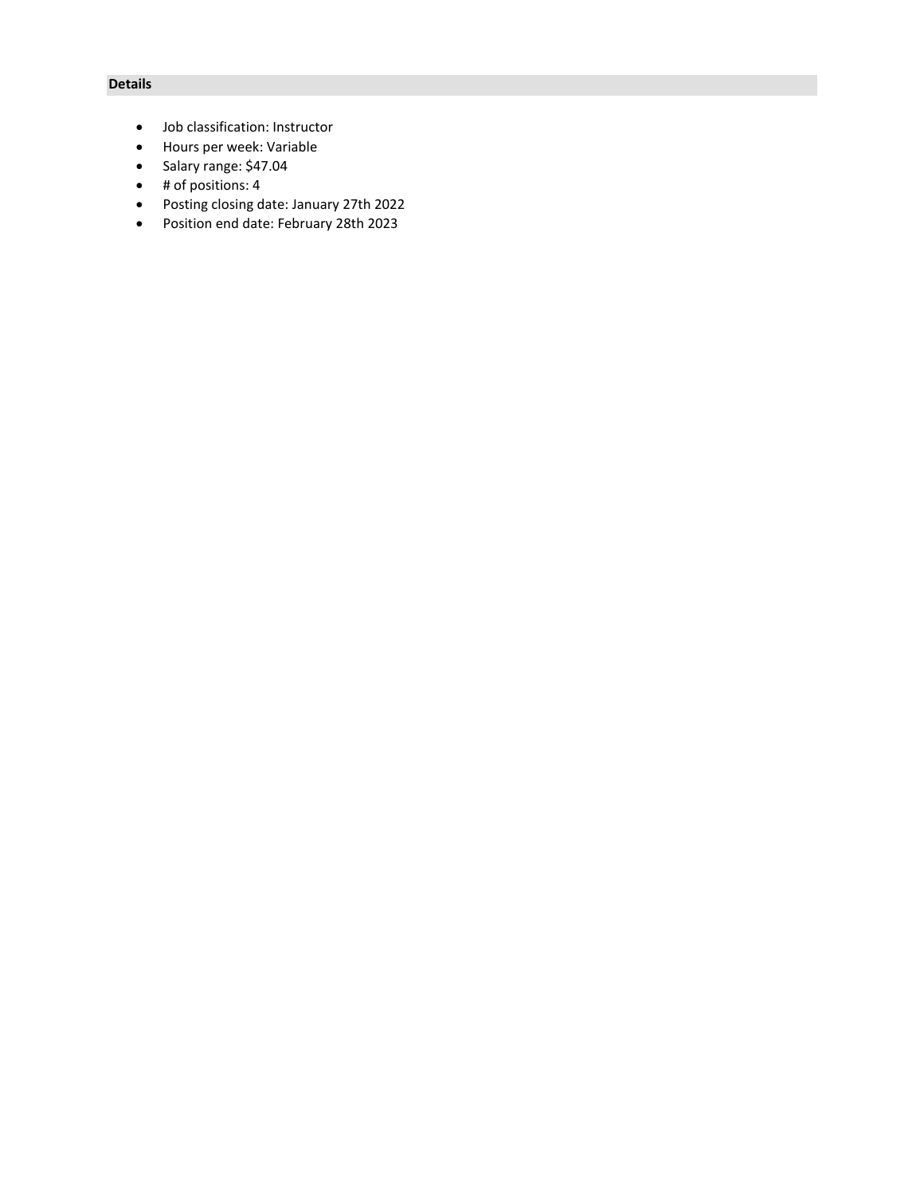**Details**

- Job classification: Instructor
- Hours per week: Variable
- Salary range: $47.04
- # of positions: 4
- Posting closing date: January 27th 2022
- Position end date: February 28th 2023